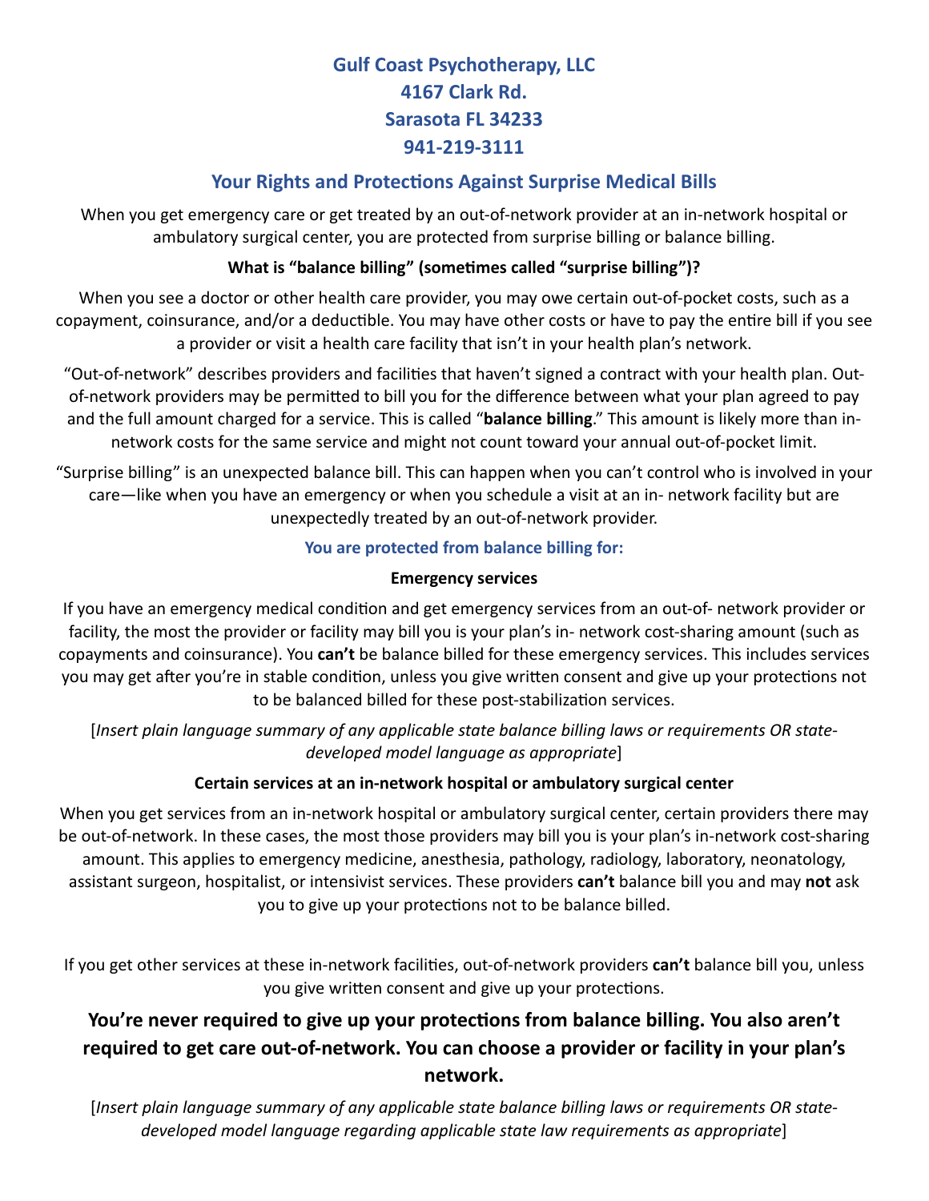# Gulf Coast Psychotherapy, LLC

**4167 Clark Rd.**

**Sarasota FL 34233**

**941-219-3111**

## Your Rights and Protections Against Surprise Medical Bills

When you get emergency care or get treated by an out-of-network provider at an in-network hospital or ambulatory surgical center, you are protected from surprise billing or balance billing.

### What is "balance billing" (sometimes called "surprise billing")?

When you see a doctor or other health care provider, you may owe certain out-of-pocket costs, such as a copayment, coinsurance, and/or a deductible. You may have other costs or have to pay the entire bill if you see a provider or visit a health care facility that isn't in your health plan's network.

"Out-of-network" describes providers and facilities that haven't signed a contract with your health plan. Out-of-network providers may be permitted to bill you for the difference between what your plan agreed to pay and the full amount charged for a service. This is called "**balance billing**." This amount is likely more than in-network costs for the same service and might not count toward your annual out-of-pocket limit.

"Surprise billing" is an unexpected balance bill. This can happen when you can't control who is involved in your care—like when you have an emergency or when you schedule a visit at an in- network facility but are unexpectedly treated by an out-of-network provider.

### You are protected from balance billing for:

#### Emergency services

If you have an emergency medical condition and get emergency services from an out-of- network provider or facility, the most the provider or facility may bill you is your plan's in- network cost-sharing amount (such as copayments and coinsurance). You **can't** be balance billed for these emergency services. This includes services you may get after you're in stable condition, unless you give written consent and give up your protections not to be balanced billed for these post-stabilization services.

[*Insert plain language summary of any applicable state balance billing laws or requirements OR state-developed model language as appropriate*]

#### Certain services at an in-network hospital or ambulatory surgical center

When you get services from an in-network hospital or ambulatory surgical center, certain providers there may be out-of-network. In these cases, the most those providers may bill you is your plan's in-network cost-sharing amount. This applies to emergency medicine, anesthesia, pathology, radiology, laboratory, neonatology, assistant surgeon, hospitalist, or intensivist services. These providers **can't** balance bill you and may **not** ask you to give up your protections not to be balance billed.

If you get other services at these in-network facilities, out-of-network providers **can't** balance bill you, unless you give written consent and give up your protections.

**You're never required to give up your protections from balance billing. You also aren't required to get care out-of-network. You can choose a provider or facility in your plan's network.**

[*Insert plain language summary of any applicable state balance billing laws or requirements OR state-developed model language regarding applicable state law requirements as appropriate*]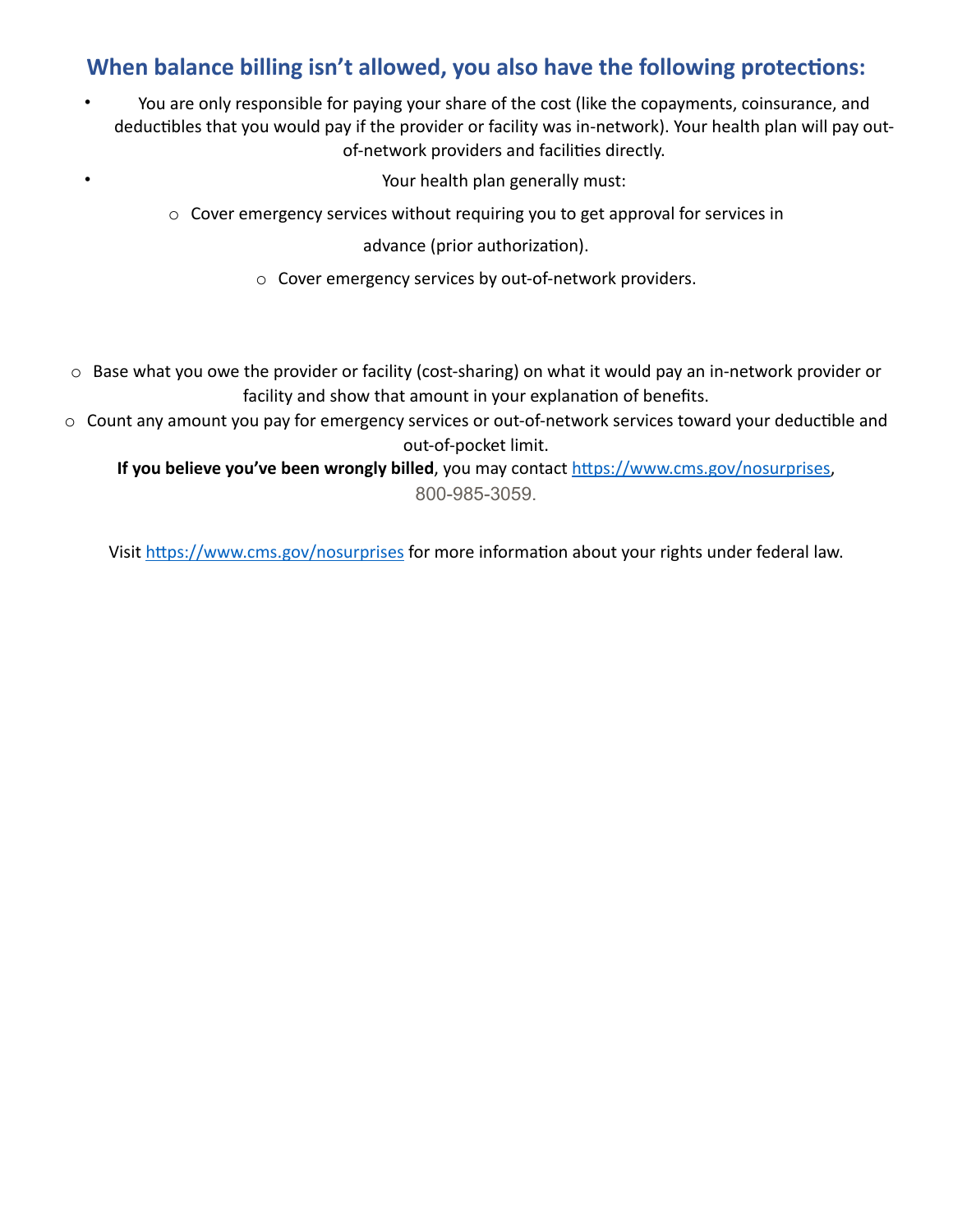## When balance billing isn't allowed, you also have the following protections:

- You are only responsible for paying your share of the cost (like the copayments, coinsurance, and deductibles that you would pay if the provider or facility was in-network). Your health plan will pay out-of-network providers and facilities directly.
- Your health plan generally must:
  - Cover emergency services without requiring you to get approval for services in advance (prior authorization).
  - Cover emergency services by out-of-network providers.
  - Base what you owe the provider or facility (cost-sharing) on what it would pay an in-network provider or facility and show that amount in your explanation of benefits.
  - Count any amount you pay for emergency services or out-of-network services toward your deductible and out-of-pocket limit.

**If you believe you've been wrongly billed**, you may contact https://www.cms.gov/nosurprises, 800-985-3059.

Visit https://www.cms.gov/nosurprises for more information about your rights under federal law.